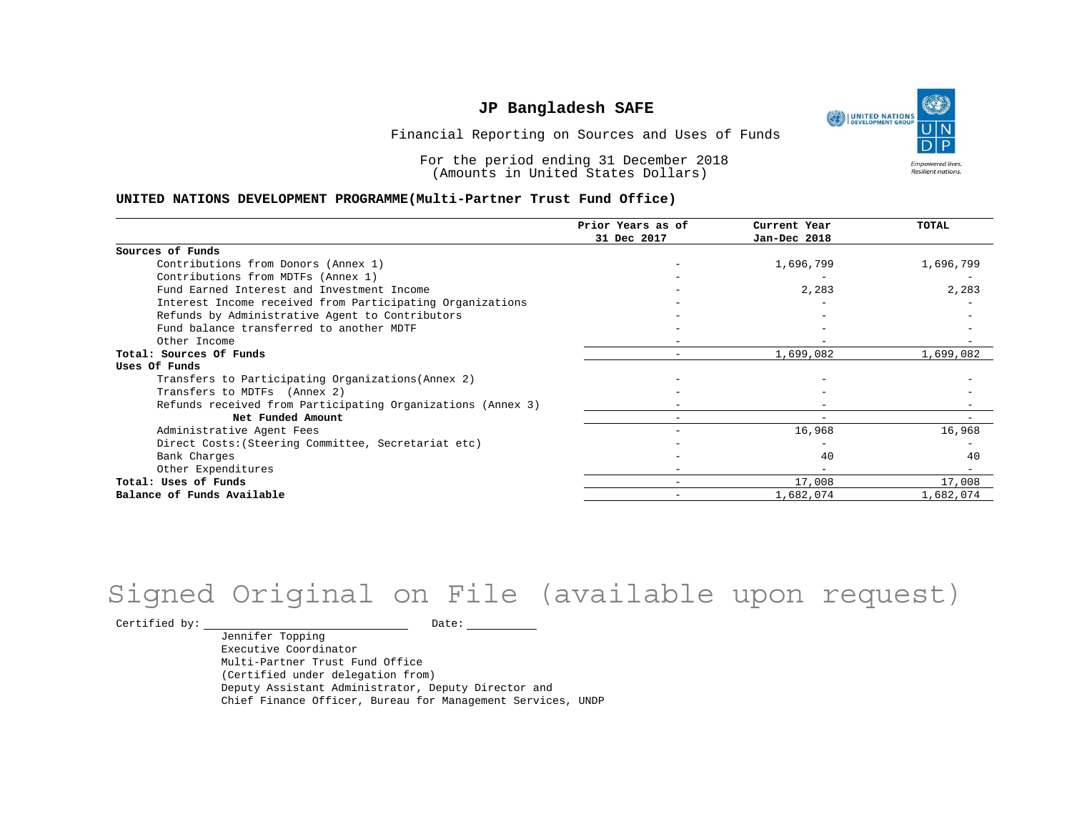# JP Bangladesh SAFE

Financial Reporting on Sources and Uses of Funds

For the period ending 31 December 2018
(Amounts in United States Dollars)

**UNITED NATIONS DEVELOPMENT PROGRAMME(Multi-Partner Trust Fund Office)**

| | Prior Years as of 31 Dec 2017 | Current Year Jan-Dec 2018 | TOTAL |
|---|---|---|---|
| **Sources of Funds** | | | |
| Contributions from Donors (Annex 1) | - | 1,696,799 | 1,696,799 |
| Contributions from MDTFs (Annex 1) | - | - | - |
| Fund Earned Interest and Investment Income | - | 2,283 | 2,283 |
| Interest Income received from Participating Organizations | - | - | - |
| Refunds by Administrative Agent to Contributors | - | - | - |
| Fund balance transferred to another MDTF | - | - | - |
| Other Income | - | - | - |
| **Total: Sources Of Funds** | - | 1,699,082 | 1,699,082 |
| **Uses Of Funds** | | | |
| Transfers to Participating Organizations(Annex 2) | - | - | - |
| Transfers to MDTFs (Annex 2) | - | - | - |
| Refunds received from Participating Organizations (Annex 3) | - | - | - |
| **Net Funded Amount** | - | - | - |
| Administrative Agent Fees | - | 16,968 | 16,968 |
| Direct Costs:(Steering Committee, Secretariat etc) | - | - | - |
| Bank Charges | - | 40 | 40 |
| Other Expenditures | - | - | - |
| **Total: Uses of Funds** | - | 17,008 | 17,008 |
| **Balance of Funds Available** | - | 1,682,074 | 1,682,074 |

Signed Original on File (available upon request)

Certified by: ______________________ Date: __________

Jennifer Topping
Executive Coordinator
Multi-Partner Trust Fund Office
(Certified under delegation from)
Deputy Assistant Administrator, Deputy Director and
Chief Finance Officer, Bureau for Management Services, UNDP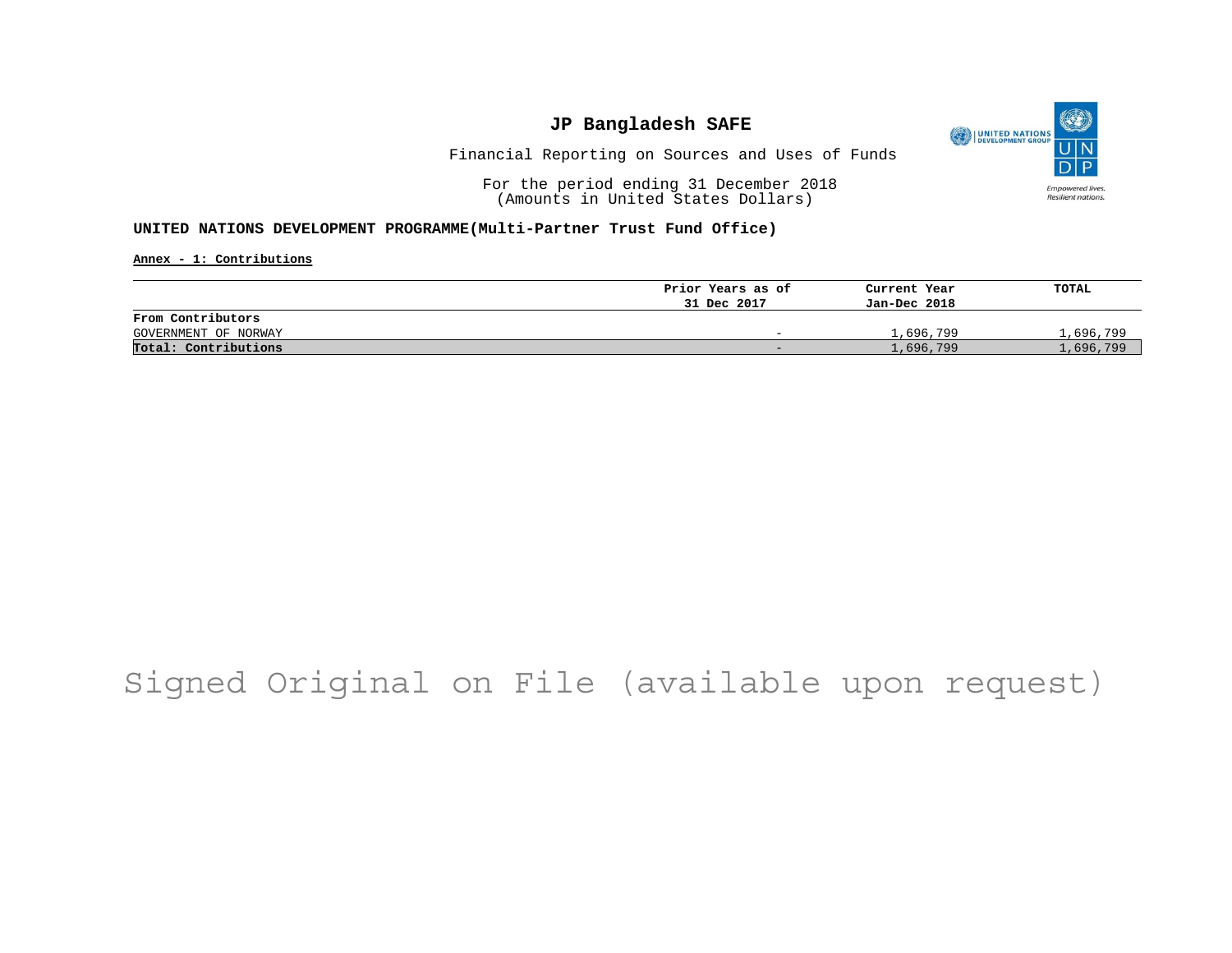# JP Bangladesh SAFE

Financial Reporting on Sources and Uses of Funds

For the period ending 31 December 2018
(Amounts in United States Dollars)

**UNITED NATIONS DEVELOPMENT PROGRAMME(Multi-Partner Trust Fund Office)**

**Annex - 1: Contributions**

| | Prior Years as of 31 Dec 2017 | Current Year Jan-Dec 2018 | TOTAL |
|---|---|---|---|
| **From Contributors** | | | |
| GOVERNMENT OF NORWAY | - | 1,696,799 | 1,696,799 |
| **Total: Contributions** | - | 1,696,799 | 1,696,799 |

Signed Original on File (available upon request)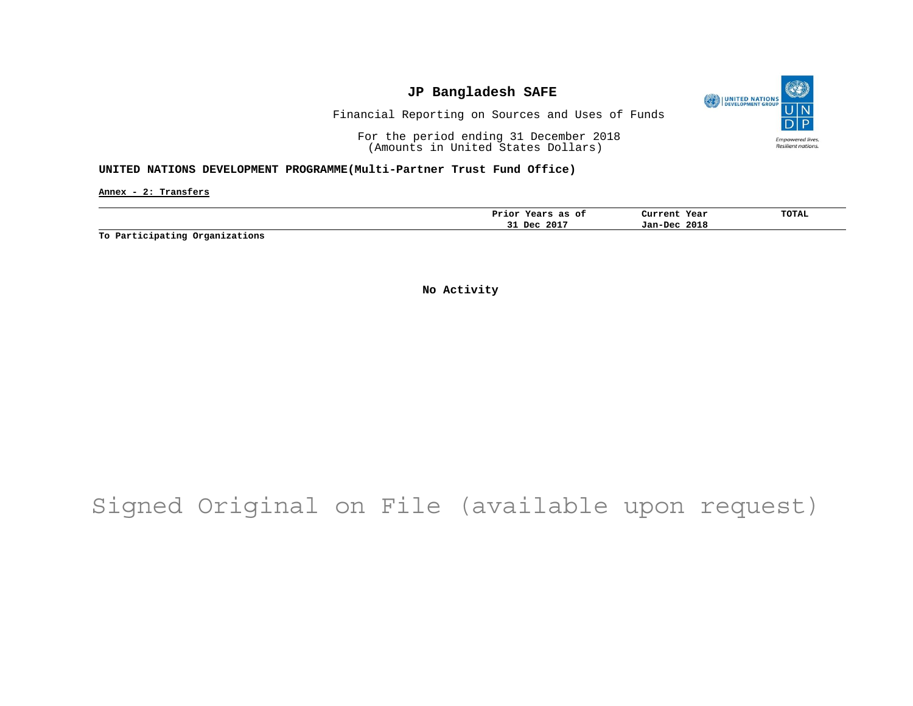# JP Bangladesh SAFE

Financial Reporting on Sources and Uses of Funds

For the period ending 31 December 2018
(Amounts in United States Dollars)

## UNITED NATIONS DEVELOPMENT PROGRAMME(Multi-Partner Trust Fund Office)

**Annex - 2: Transfers**

| | Prior Years as of 31 Dec 2017 | Current Year Jan-Dec 2018 | TOTAL |
|---|---|---|---|
| **To Participating Organizations** | | | |

**No Activity**

Signed Original on File (available upon request)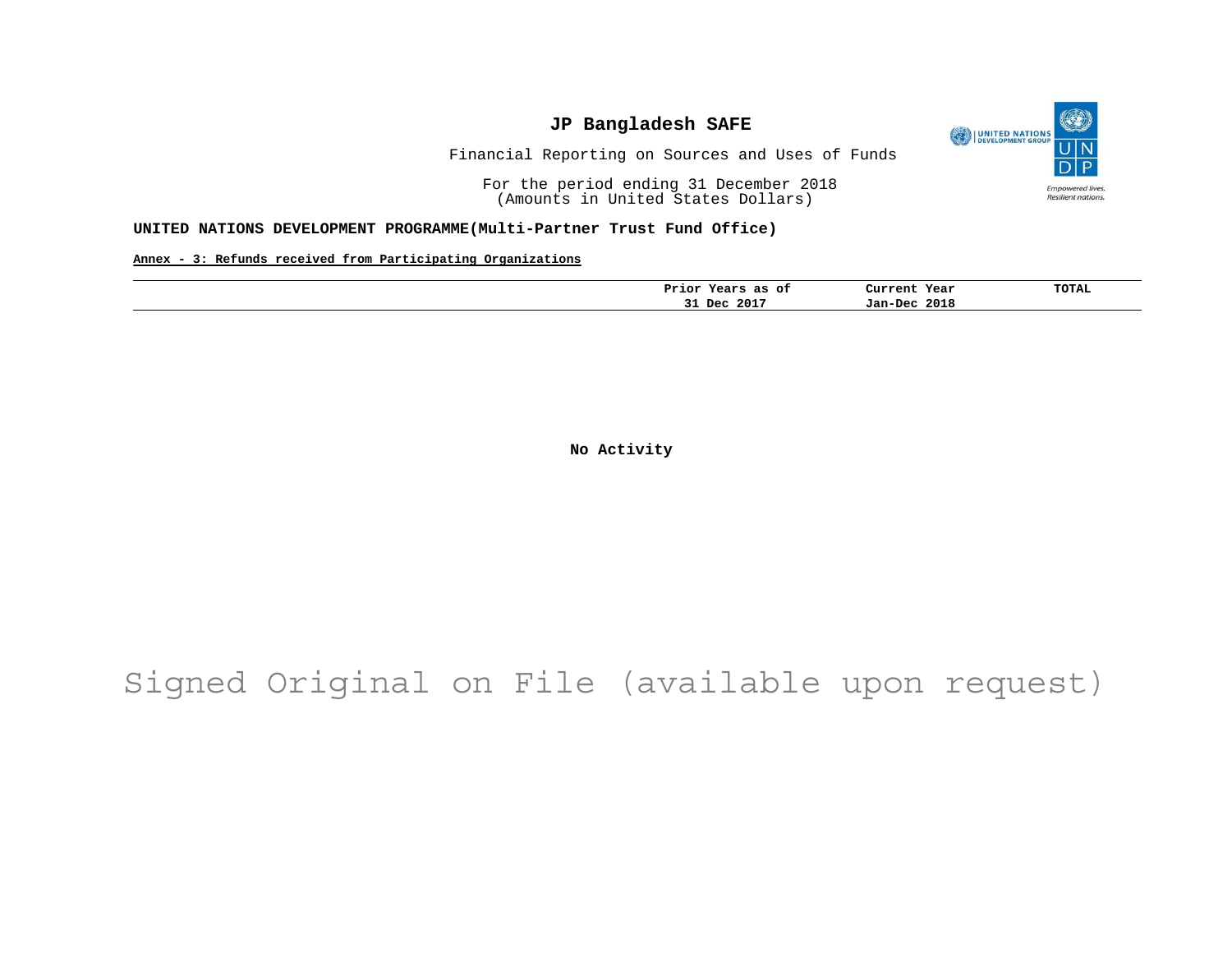# JP Bangladesh SAFE

Financial Reporting on Sources and Uses of Funds

For the period ending 31 December 2018
(Amounts in United States Dollars)

**UNITED NATIONS DEVELOPMENT PROGRAMME(Multi-Partner Trust Fund Office)**

**Annex - 3: Refunds received from Participating Organizations**

| | Prior Years as of 31 Dec 2017 | Current Year Jan-Dec 2018 | TOTAL |
|---|---|---|---|

**No Activity**

Signed Original on File (available upon request)